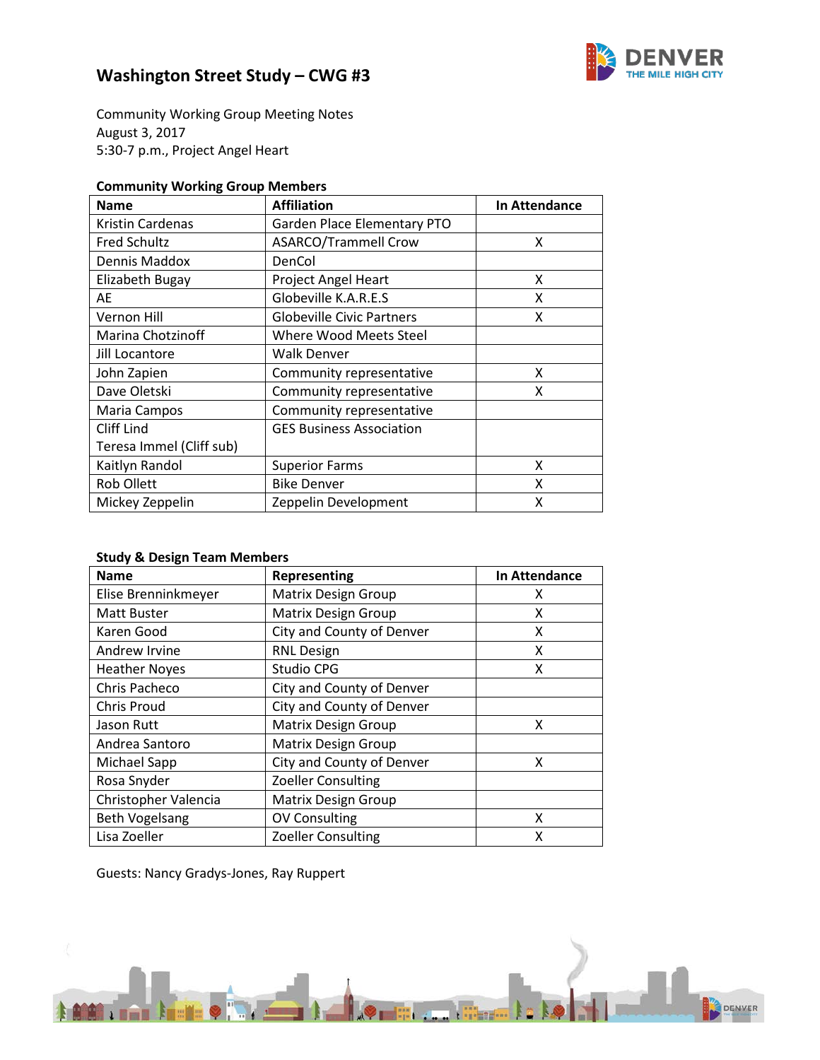# Washington Street Study – CWG #3

Community Working Group Meeting Notes
August 3, 2017
5:30-7 p.m., Project Angel Heart

**Community Working Group Members**

| Name | Affiliation | In Attendance |
|---|---|---|
| Kristin Cardenas | Garden Place Elementary PTO | |
| Fred Schultz | ASARCO/Trammell Crow | X |
| Dennis Maddox | DenCol | |
| Elizabeth Bugay | Project Angel Heart | X |
| AE | Globeville K.A.R.E.S | X |
| Vernon Hill | Globeville Civic Partners | X |
| Marina Chotzinoff | Where Wood Meets Steel | |
| Jill Locantore | Walk Denver | |
| John Zapien | Community representative | X |
| Dave Oletski | Community representative | X |
| Maria Campos | Community representative | |
| Cliff Lind<br>Teresa Immel (Cliff sub) | GES Business Association | |
| Kaitlyn Randol | Superior Farms | X |
| Rob Ollett | Bike Denver | X |
| Mickey Zeppelin | Zeppelin Development | X |

**Study & Design Team Members**

| Name | Representing | In Attendance |
|---|---|---|
| Elise Brenninkmeyer | Matrix Design Group | X |
| Matt Buster | Matrix Design Group | X |
| Karen Good | City and County of Denver | X |
| Andrew Irvine | RNL Design | X |
| Heather Noyes | Studio CPG | X |
| Chris Pacheco | City and County of Denver | |
| Chris Proud | City and County of Denver | |
| Jason Rutt | Matrix Design Group | X |
| Andrea Santoro | Matrix Design Group | |
| Michael Sapp | City and County of Denver | X |
| Rosa Snyder | Zoeller Consulting | |
| Christopher Valencia | Matrix Design Group | |
| Beth Vogelsang | OV Consulting | X |
| Lisa Zoeller | Zoeller Consulting | X |

Guests: Nancy Gradys-Jones, Ray Ruppert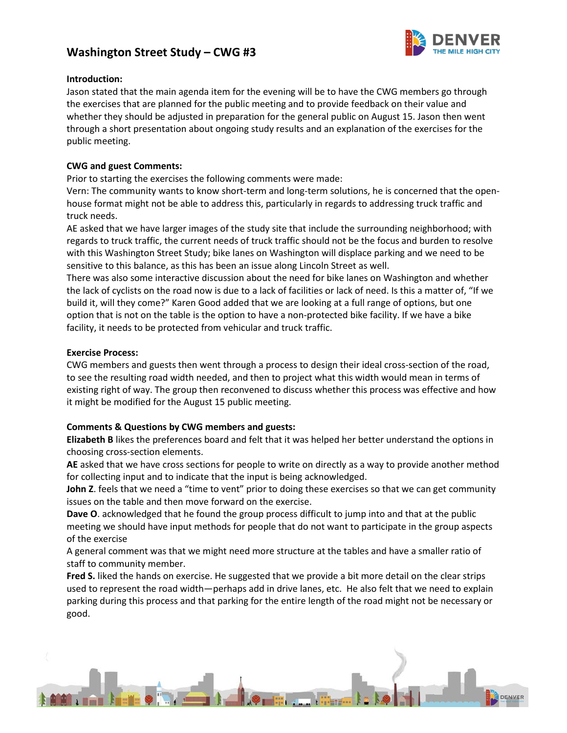# Washington Street Study – CWG #3

**Introduction:**

Jason stated that the main agenda item for the evening will be to have the CWG members go through the exercises that are planned for the public meeting and to provide feedback on their value and whether they should be adjusted in preparation for the general public on August 15. Jason then went through a short presentation about ongoing study results and an explanation of the exercises for the public meeting.

**CWG and guest Comments:**

Prior to starting the exercises the following comments were made:

Vern: The community wants to know short-term and long-term solutions, he is concerned that the open-house format might not be able to address this, particularly in regards to addressing truck traffic and truck needs.

AE asked that we have larger images of the study site that include the surrounding neighborhood; with regards to truck traffic, the current needs of truck traffic should not be the focus and burden to resolve with this Washington Street Study; bike lanes on Washington will displace parking and we need to be sensitive to this balance, as this has been an issue along Lincoln Street as well.

There was also some interactive discussion about the need for bike lanes on Washington and whether the lack of cyclists on the road now is due to a lack of facilities or lack of need. Is this a matter of, "If we build it, will they come?" Karen Good added that we are looking at a full range of options, but one option that is not on the table is the option to have a non-protected bike facility. If we have a bike facility, it needs to be protected from vehicular and truck traffic.

**Exercise Process:**

CWG members and guests then went through a process to design their ideal cross-section of the road, to see the resulting road width needed, and then to project what this width would mean in terms of existing right of way. The group then reconvened to discuss whether this process was effective and how it might be modified for the August 15 public meeting.

**Comments & Questions by CWG members and guests:**

**Elizabeth B** likes the preferences board and felt that it was helped her better understand the options in choosing cross-section elements.

**AE** asked that we have cross sections for people to write on directly as a way to provide another method for collecting input and to indicate that the input is being acknowledged.

**John Z**. feels that we need a "time to vent" prior to doing these exercises so that we can get community issues on the table and then move forward on the exercise.

**Dave O**. acknowledged that he found the group process difficult to jump into and that at the public meeting we should have input methods for people that do not want to participate in the group aspects of the exercise

A general comment was that we might need more structure at the tables and have a smaller ratio of staff to community member.

**Fred S.** liked the hands on exercise. He suggested that we provide a bit more detail on the clear strips used to represent the road width—perhaps add in drive lanes, etc. He also felt that we need to explain parking during this process and that parking for the entire length of the road might not be necessary or good.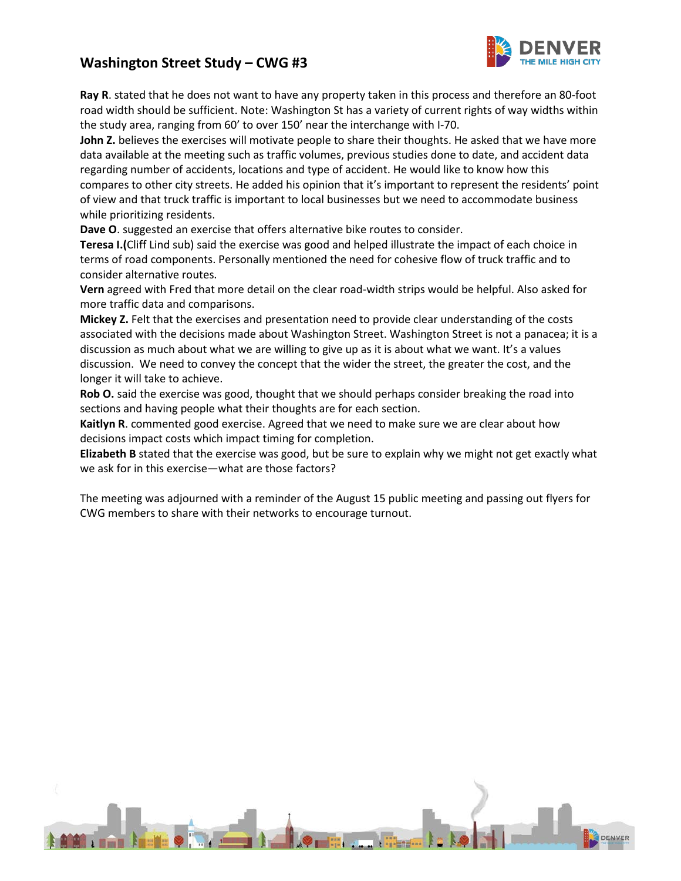**Ray R**. stated that he does not want to have any property taken in this process and therefore an 80-foot road width should be sufficient. Note: Washington St has a variety of current rights of way widths within the study area, ranging from 60' to over 150' near the interchange with I-70.

**John Z.** believes the exercises will motivate people to share their thoughts. He asked that we have more data available at the meeting such as traffic volumes, previous studies done to date, and accident data regarding number of accidents, locations and type of accident. He would like to know how this compares to other city streets. He added his opinion that it's important to represent the residents' point of view and that truck traffic is important to local businesses but we need to accommodate business while prioritizing residents.

**Dave O**. suggested an exercise that offers alternative bike routes to consider.

**Teresa I.(**Cliff Lind sub) said the exercise was good and helped illustrate the impact of each choice in terms of road components. Personally mentioned the need for cohesive flow of truck traffic and to consider alternative routes.

**Vern** agreed with Fred that more detail on the clear road-width strips would be helpful. Also asked for more traffic data and comparisons.

**Mickey Z.** Felt that the exercises and presentation need to provide clear understanding of the costs associated with the decisions made about Washington Street. Washington Street is not a panacea; it is a discussion as much about what we are willing to give up as it is about what we want. It's a values discussion. We need to convey the concept that the wider the street, the greater the cost, and the longer it will take to achieve.

**Rob O.** said the exercise was good, thought that we should perhaps consider breaking the road into sections and having people what their thoughts are for each section.

**Kaitlyn R**. commented good exercise. Agreed that we need to make sure we are clear about how decisions impact costs which impact timing for completion.

**Elizabeth B** stated that the exercise was good, but be sure to explain why we might not get exactly what we ask for in this exercise—what are those factors?

The meeting was adjourned with a reminder of the August 15 public meeting and passing out flyers for CWG members to share with their networks to encourage turnout.